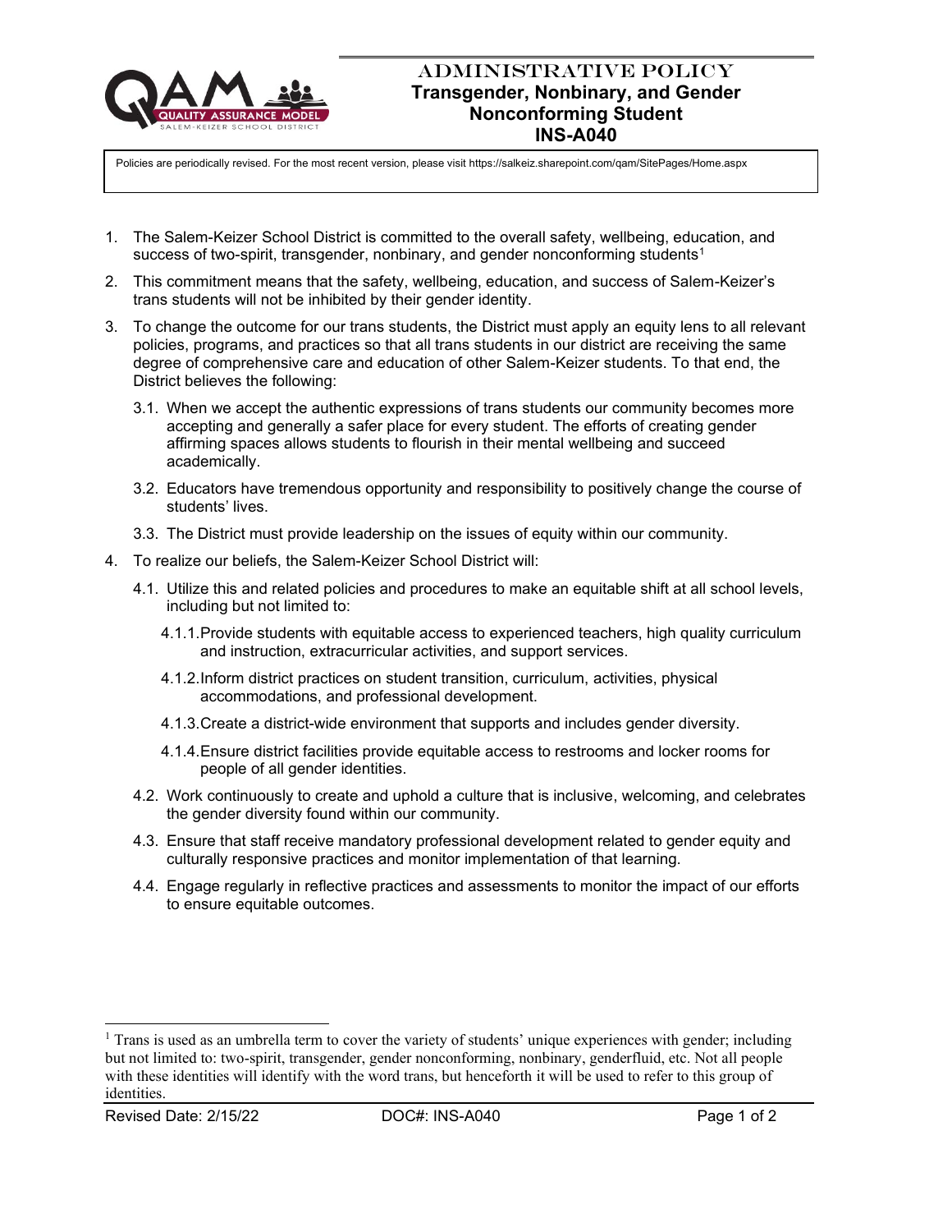# ADMINISTRATIVE POLICY
## Transgender, Nonbinary, and Gender Nonconforming Student
## INS-A040

Policies are periodically revised. For the most recent version, please visit https://salkeiz.sharepoint.com/qam/SitePages/Home.aspx

1. The Salem-Keizer School District is committed to the overall safety, wellbeing, education, and success of two-spirit, transgender, nonbinary, and gender nonconforming students[1]
2. This commitment means that the safety, wellbeing, education, and success of Salem-Keizer's trans students will not be inhibited by their gender identity.
3. To change the outcome for our trans students, the District must apply an equity lens to all relevant policies, programs, and practices so that all trans students in our district are receiving the same degree of comprehensive care and education of other Salem-Keizer students. To that end, the District believes the following:
   - 3.1. When we accept the authentic expressions of trans students our community becomes more accepting and generally a safer place for every student. The efforts of creating gender affirming spaces allows students to flourish in their mental wellbeing and succeed academically.
   - 3.2. Educators have tremendous opportunity and responsibility to positively change the course of students' lives.
   - 3.3. The District must provide leadership on the issues of equity within our community.
4. To realize our beliefs, the Salem-Keizer School District will:
   - 4.1. Utilize this and related policies and procedures to make an equitable shift at all school levels, including but not limited to:
     - 4.1.1. Provide students with equitable access to experienced teachers, high quality curriculum and instruction, extracurricular activities, and support services.
     - 4.1.2. Inform district practices on student transition, curriculum, activities, physical accommodations, and professional development.
     - 4.1.3. Create a district-wide environment that supports and includes gender diversity.
     - 4.1.4. Ensure district facilities provide equitable access to restrooms and locker rooms for people of all gender identities.
   - 4.2. Work continuously to create and uphold a culture that is inclusive, welcoming, and celebrates the gender diversity found within our community.
   - 4.3. Ensure that staff receive mandatory professional development related to gender equity and culturally responsive practices and monitor implementation of that learning.
   - 4.4. Engage regularly in reflective practices and assessments to monitor the impact of our efforts to ensure equitable outcomes.

---

[1] Trans is used as an umbrella term to cover the variety of students' unique experiences with gender; including but not limited to: two-spirit, transgender, gender nonconforming, nonbinary, genderfluid, etc. Not all people with these identities will identify with the word trans, but henceforth it will be used to refer to this group of identities.

Revised Date: 2/15/22 DOC#: INS-A040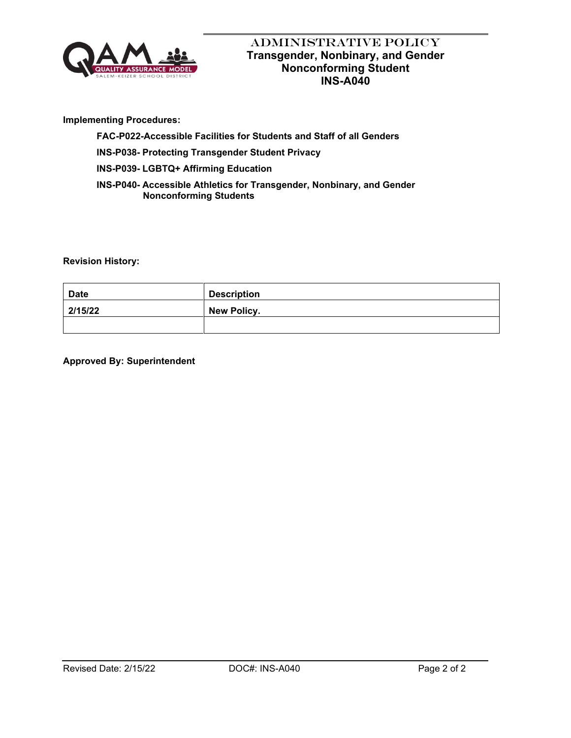**Implementing Procedures:**

- **FAC-P022-Accessible Facilities for Students and Staff of all Genders**
- **INS-P038- Protecting Transgender Student Privacy**
- **INS-P039- LGBTQ+ Affirming Education**
- **INS-P040- Accessible Athletics for Transgender, Nonbinary, and Gender Nonconforming Students**

**Revision History:**

| Date | Description |
|---|---|
| 2/15/22 | New Policy. |
| | |

**Approved By: Superintendent**